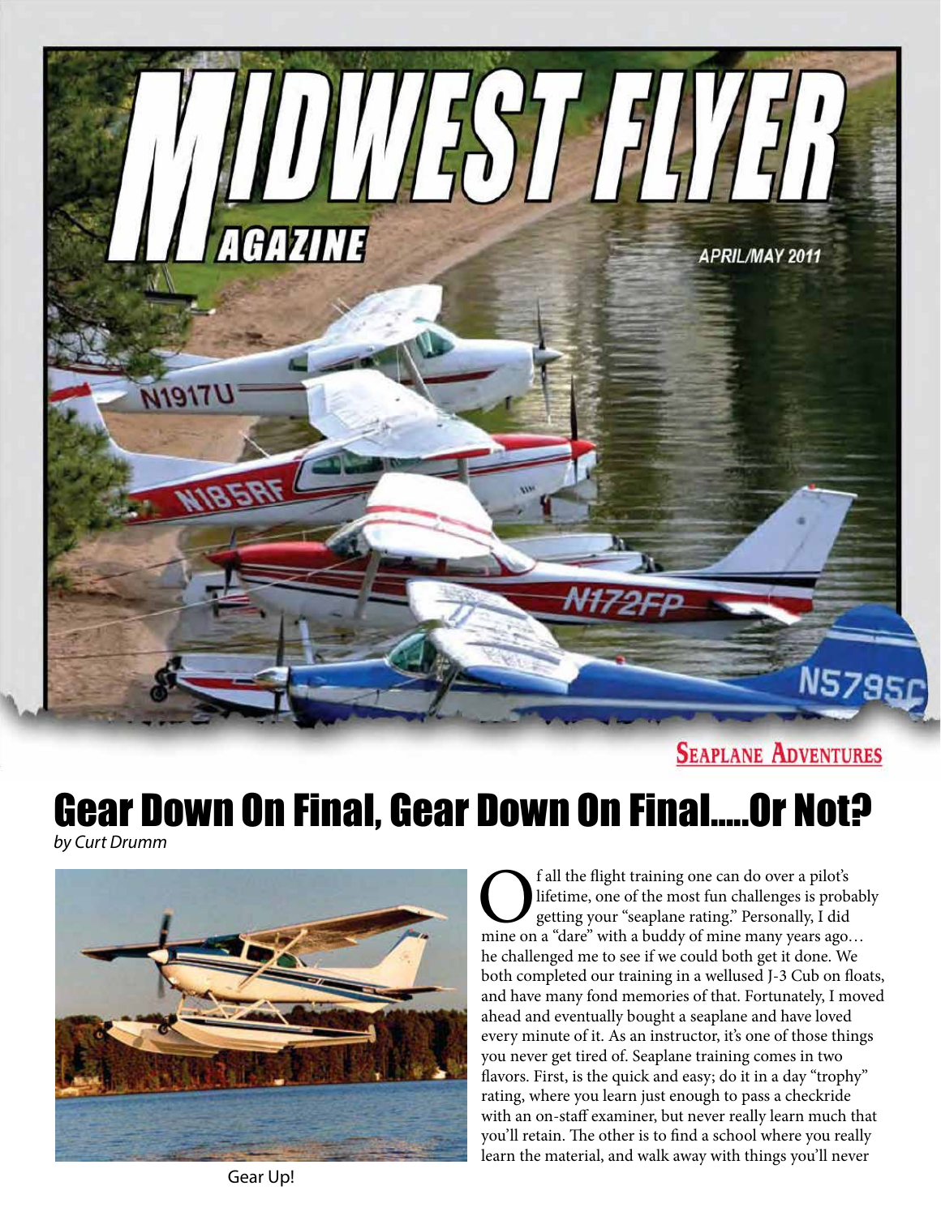# MIDWEST FLYER MAGAZINE

APRIL/MAY 2011

**SEAPLANE ADVENTURES**

# Gear Down On Final, Gear Down On Final.....Or Not?

*by Curt Drumm*

Gear Up!

Of all the flight training one can do over a pilot's lifetime, one of the most fun challenges is probably getting your "seaplane rating." Personally, I did mine on a "dare" with a buddy of mine many years ago… he challenged me to see if we could both get it done. We both completed our training in a wellused J-3 Cub on floats, and have many fond memories of that. Fortunately, I moved ahead and eventually bought a seaplane and have loved every minute of it. As an instructor, it's one of those things you never get tired of. Seaplane training comes in two flavors. First, is the quick and easy; do it in a day "trophy" rating, where you learn just enough to pass a checkride with an on-staff examiner, but never really learn much that you'll retain. The other is to find a school where you really learn the material, and walk away with things you'll never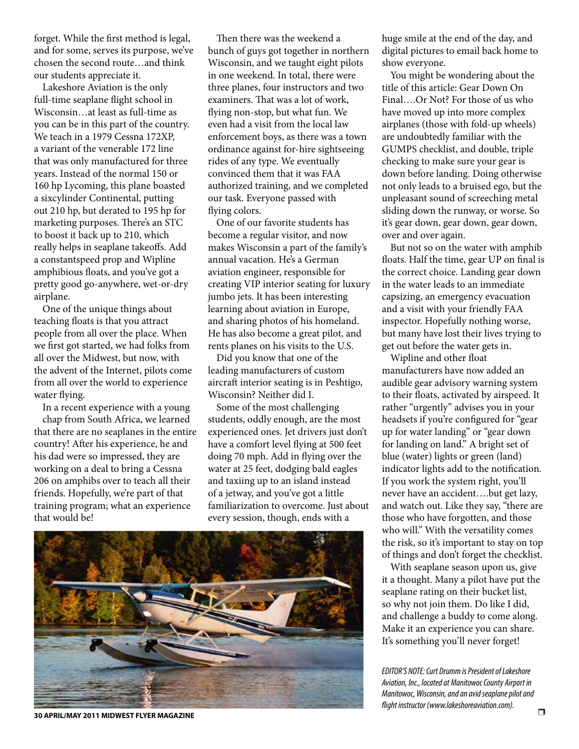forget. While the first method is legal, and for some, serves its purpose, we've chosen the second route…and think our students appreciate it.

Lakeshore Aviation is the only full-time seaplane flight school in Wisconsin…at least as full-time as you can be in this part of the country. We teach in a 1979 Cessna 172XP, a variant of the venerable 172 line that was only manufactured for three years. Instead of the normal 150 or 160 hp Lycoming, this plane boasted a sixcylinder Continental, putting out 210 hp, but derated to 195 hp for marketing purposes. There's an STC to boost it back up to 210, which really helps in seaplane takeoffs. Add a constantspeed prop and Wipline amphibious floats, and you've got a pretty good go-anywhere, wet-or-dry airplane.

One of the unique things about teaching floats is that you attract people from all over the place. When we first got started, we had folks from all over the Midwest, but now, with the advent of the Internet, pilots come from all over the world to experience water flying.

In a recent experience with a young chap from South Africa, we learned that there are no seaplanes in the entire country! After his experience, he and his dad were so impressed, they are working on a deal to bring a Cessna 206 on amphibs over to teach all their friends. Hopefully, we're part of that training program; what an experience that would be!

Then there was the weekend a bunch of guys got together in northern Wisconsin, and we taught eight pilots in one weekend. In total, there were three planes, four instructors and two examiners. That was a lot of work, flying non-stop, but what fun. We even had a visit from the local law enforcement boys, as there was a town ordinance against for-hire sightseeing rides of any type. We eventually convinced them that it was FAA authorized training, and we completed our task. Everyone passed with flying colors.

One of our favorite students has become a regular visitor, and now makes Wisconsin a part of the family's annual vacation. He's a German aviation engineer, responsible for creating VIP interior seating for luxury jumbo jets. It has been interesting learning about aviation in Europe, and sharing photos of his homeland. He has also become a great pilot, and rents planes on his visits to the U.S.

Did you know that one of the leading manufacturers of custom aircraft interior seating is in Peshtigo, Wisconsin? Neither did I.

Some of the most challenging students, oddly enough, are the most experienced ones. Jet drivers just don't have a comfort level flying at 500 feet doing 70 mph. Add in flying over the water at 25 feet, dodging bald eagles and taxiing up to an island instead of a jetway, and you've got a little familiarization to overcome. Just about every session, though, ends with a huge smile at the end of the day, and digital pictures to email back home to show everyone.

You might be wondering about the title of this article: Gear Down On Final….Or Not? For those of us who have moved up into more complex airplanes (those with fold-up wheels) are undoubtedly familiar with the GUMPS checklist, and double, triple checking to make sure your gear is down before landing. Doing otherwise not only leads to a bruised ego, but the unpleasant sound of screeching metal sliding down the runway, or worse. So it's gear down, gear down, gear down, over and over again.

But not so on the water with amphib floats. Half the time, gear UP on final is the correct choice. Landing gear down in the water leads to an immediate capsizing, an emergency evacuation and a visit with your friendly FAA inspector. Hopefully nothing worse, but many have lost their lives trying to get out before the water gets in.

Wipline and other float manufacturers have now added an audible gear advisory warning system to their floats, activated by airspeed. It rather "urgently" advises you in your headsets if you're configured for "gear up for water landing" or "gear down for landing on land." A bright set of blue (water) lights or green (land) indicator lights add to the notification. If you work the system right, you'll never have an accident….but get lazy, and watch out. Like they say, "there are those who have forgotten, and those who will." With the versatility comes the risk, so it's important to stay on top of things and don't forget the checklist.

With seaplane season upon us, give it a thought. Many a pilot have put the seaplane rating on their bucket list, so why not join them. Do like I did, and challenge a buddy to come along. Make it an experience you can share. It's something you'll never forget!

*EDITOR'S NOTE: Curt Drumm is President of Lakeshore Aviation, Inc., located at Manitowoc County Airport in Manitowoc, Wisconsin, and an avid seaplane pilot and flight instructor (www.lakeshoreaviation.com).*